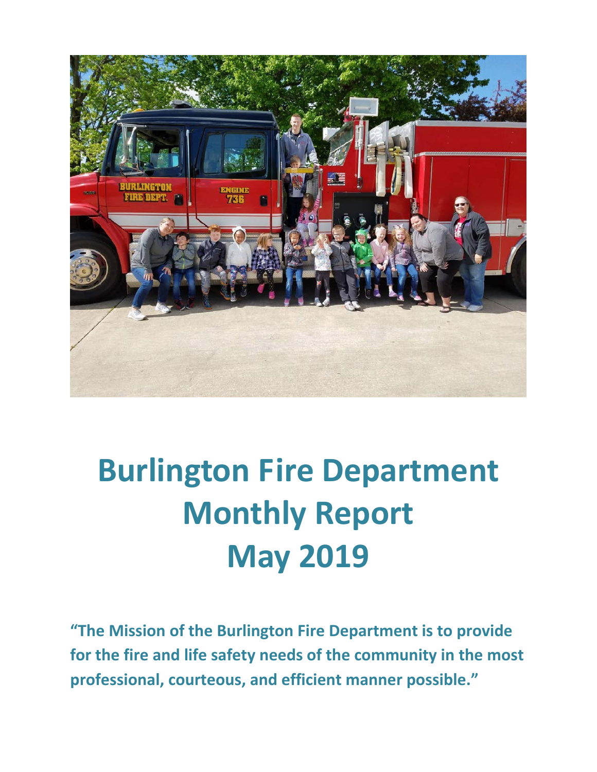# Burlington Fire Department Monthly Report May 2019

**"The Mission of the Burlington Fire Department is to provide for the fire and life safety needs of the community in the most professional, courteous, and efficient manner possible."**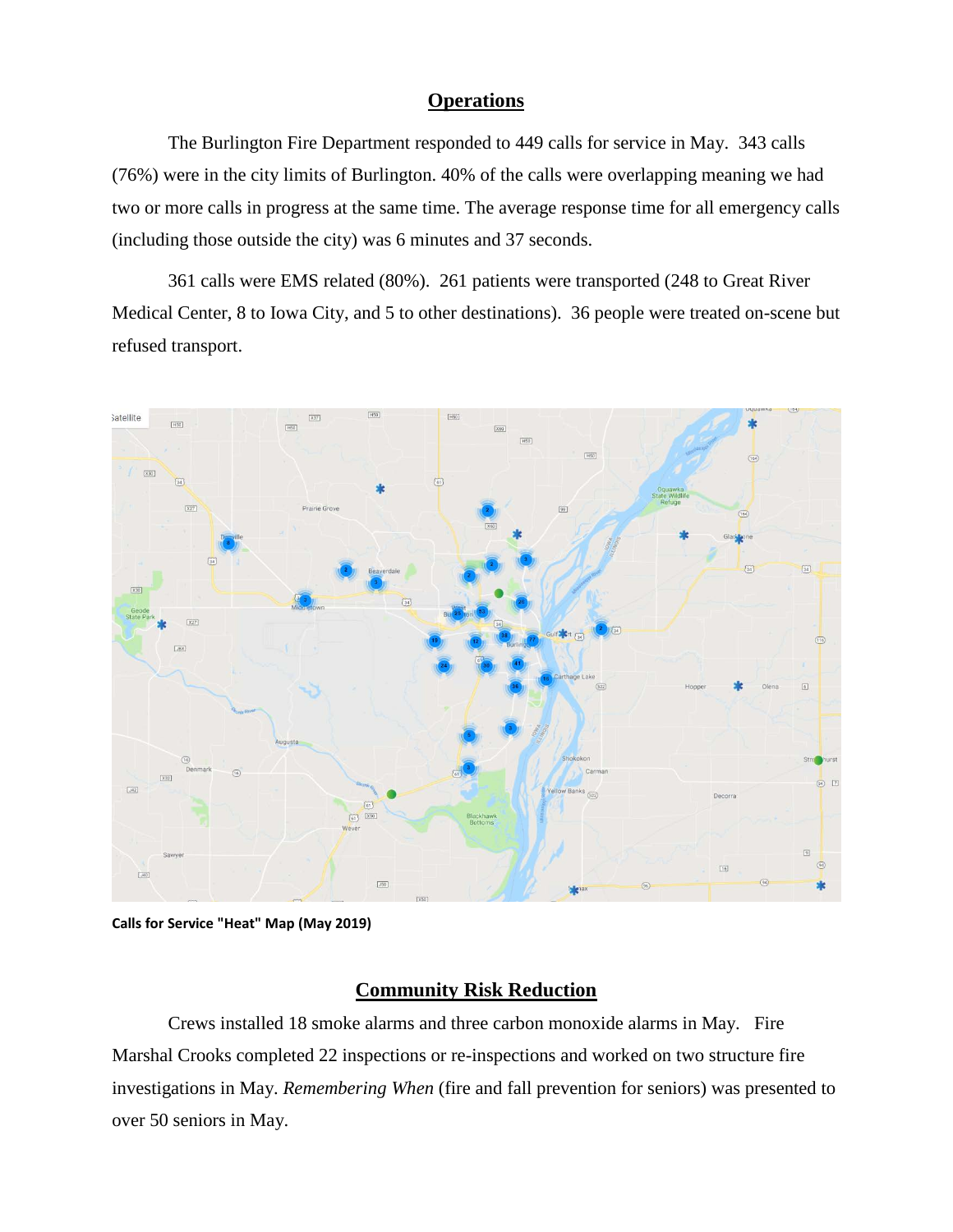## Operations

The Burlington Fire Department responded to 449 calls for service in May. 343 calls (76%) were in the city limits of Burlington. 40% of the calls were overlapping meaning we had two or more calls in progress at the same time. The average response time for all emergency calls (including those outside the city) was 6 minutes and 37 seconds.

361 calls were EMS related (80%). 261 patients were transported (248 to Great River Medical Center, 8 to Iowa City, and 5 to other destinations). 36 people were treated on-scene but refused transport.

**Calls for Service "Heat" Map (May 2019)**

## Community Risk Reduction

Crews installed 18 smoke alarms and three carbon monoxide alarms in May. Fire Marshal Crooks completed 22 inspections or re-inspections and worked on two structure fire investigations in May. *Remembering When* (fire and fall prevention for seniors) was presented to over 50 seniors in May.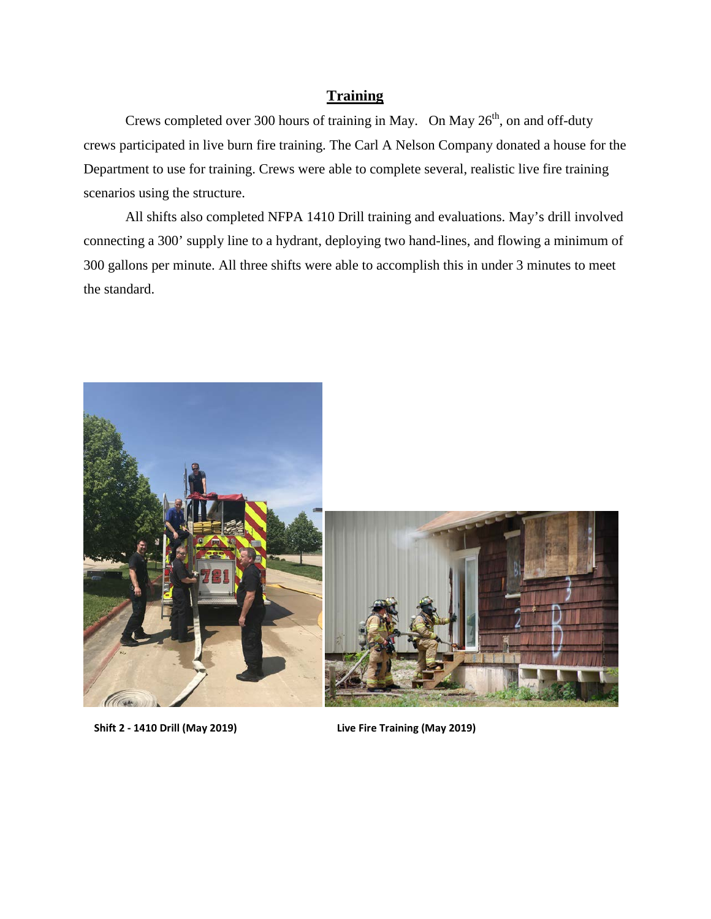## Training

Crews completed over 300 hours of training in May. On May 26th, on and off-duty crews participated in live burn fire training. The Carl A Nelson Company donated a house for the Department to use for training. Crews were able to complete several, realistic live fire training scenarios using the structure.

All shifts also completed NFPA 1410 Drill training and evaluations. May's drill involved connecting a 300' supply line to a hydrant, deploying two hand-lines, and flowing a minimum of 300 gallons per minute. All three shifts were able to accomplish this in under 3 minutes to meet the standard.

**Shift 2 - 1410 Drill (May 2019)**

**Live Fire Training (May 2019)**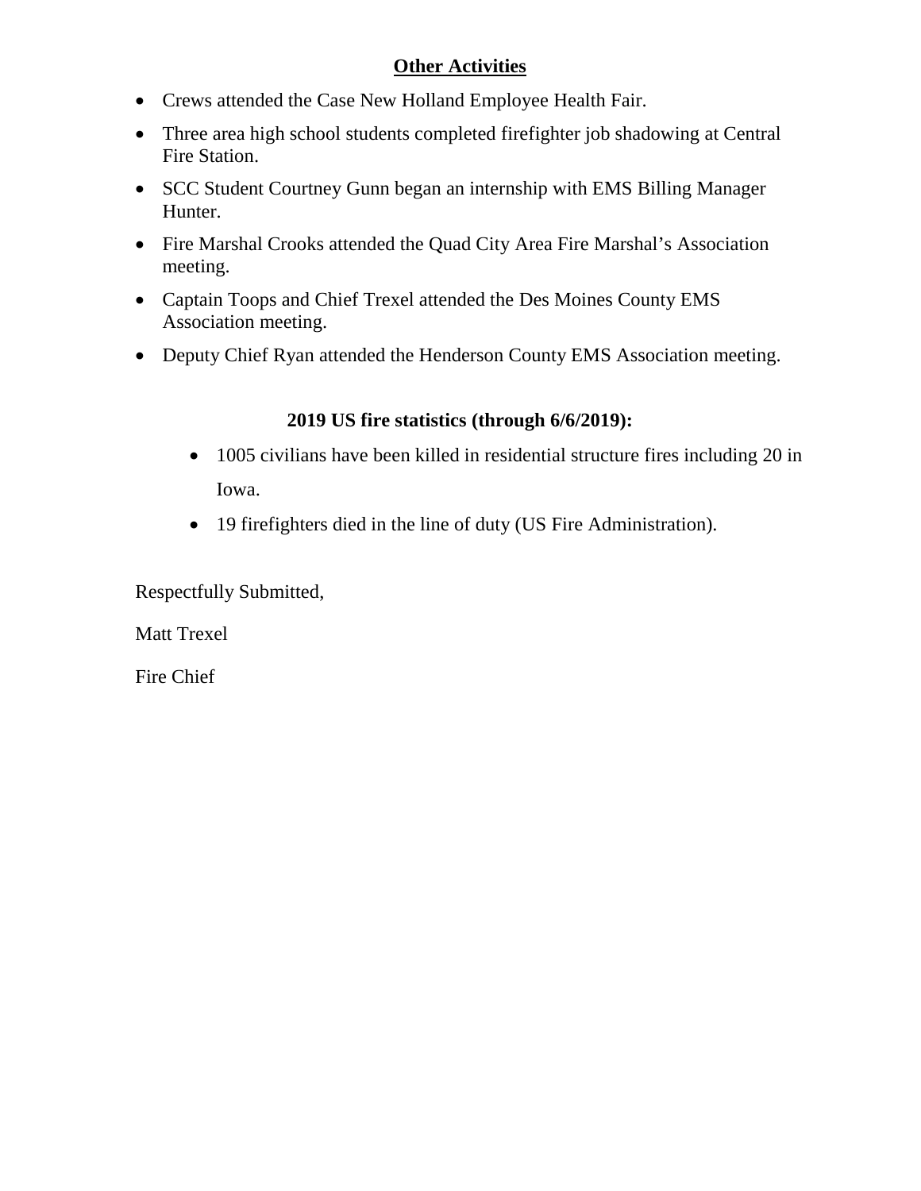## Other Activities

- Crews attended the Case New Holland Employee Health Fair.
- Three area high school students completed firefighter job shadowing at Central Fire Station.
- SCC Student Courtney Gunn began an internship with EMS Billing Manager Hunter.
- Fire Marshal Crooks attended the Quad City Area Fire Marshal's Association meeting.
- Captain Toops and Chief Trexel attended the Des Moines County EMS Association meeting.
- Deputy Chief Ryan attended the Henderson County EMS Association meeting.

**2019 US fire statistics (through 6/6/2019):**

- 1005 civilians have been killed in residential structure fires including 20 in Iowa.
- 19 firefighters died in the line of duty (US Fire Administration).

Respectfully Submitted,

Matt Trexel

Fire Chief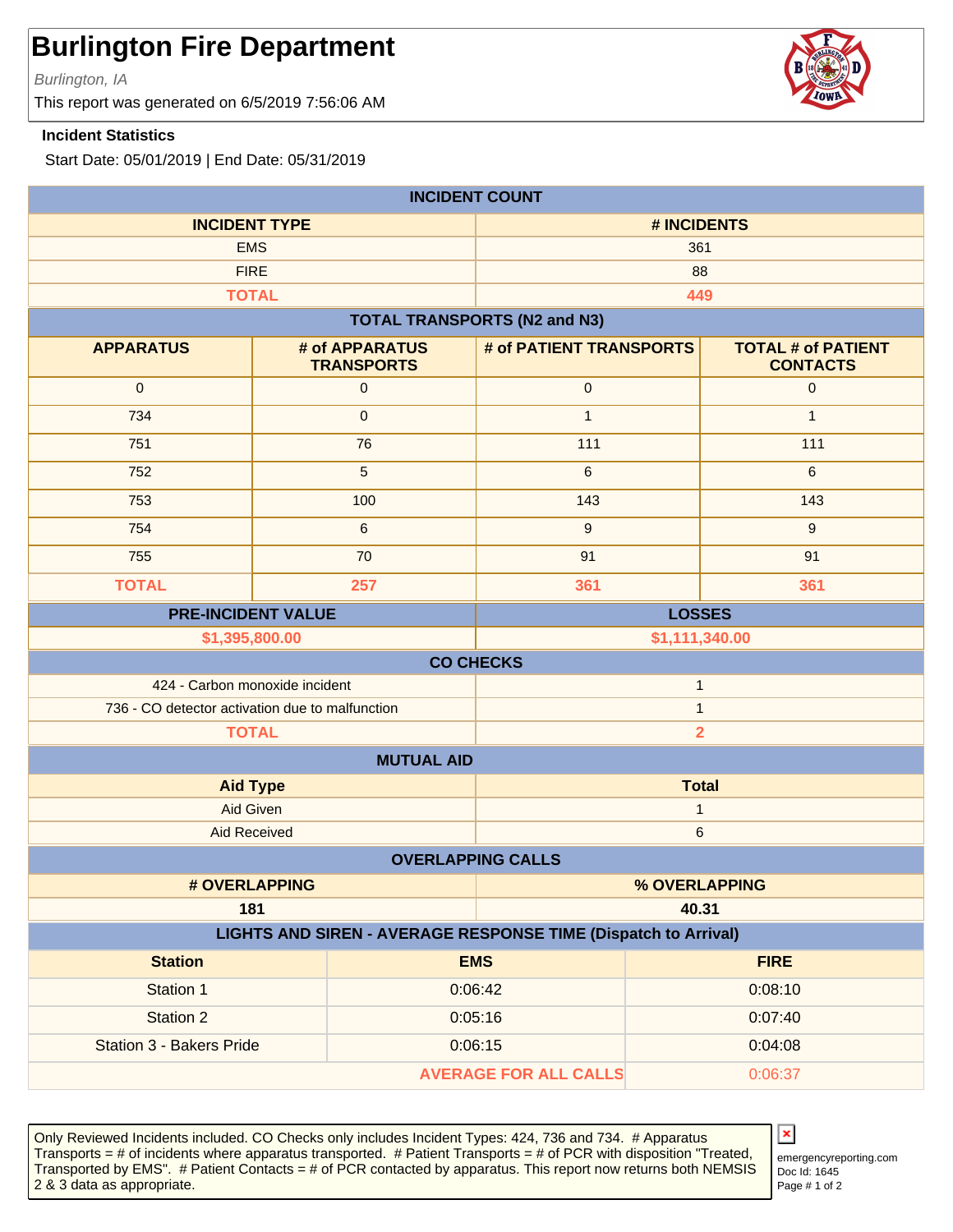# Burlington Fire Department

*Burlington, IA*

This report was generated on 6/5/2019 7:56:06 AM

**Incident Statistics**

Start Date: 05/01/2019 | End Date: 05/31/2019

## INCIDENT COUNT

| INCIDENT TYPE | # INCIDENTS |
|---|---|
| EMS | 361 |
| FIRE | 88 |
| **TOTAL** | **449** |

## TOTAL TRANSPORTS (N2 and N3)

| APPARATUS | # of APPARATUS TRANSPORTS | # of PATIENT TRANSPORTS | TOTAL # of PATIENT CONTACTS |
|---|---|---|---|
| 0 | 0 | 0 | 0 |
| 734 | 0 | 1 | 1 |
| 751 | 76 | 111 | 111 |
| 752 | 5 | 6 | 6 |
| 753 | 100 | 143 | 143 |
| 754 | 6 | 9 | 9 |
| 755 | 70 | 91 | 91 |
| **TOTAL** | **257** | **361** | **361** |

| PRE-INCIDENT VALUE | LOSSES |
|---|---|
| $1,395,800.00 | $1,111,340.00 |

## CO CHECKS

| | |
|---|---|
| 424 - Carbon monoxide incident | 1 |
| 736 - CO detector activation due to malfunction | 1 |
| **TOTAL** | **2** |

## MUTUAL AID

| Aid Type | Total |
|---|---|
| Aid Given | 1 |
| Aid Received | 6 |

## OVERLAPPING CALLS

| # OVERLAPPING | % OVERLAPPING |
|---|---|
| 181 | 40.31 |

## LIGHTS AND SIREN - AVERAGE RESPONSE TIME (Dispatch to Arrival)

| Station | EMS | FIRE |
|---|---|---|
| Station 1 | 0:06:42 | 0:08:10 |
| Station 2 | 0:05:16 | 0:07:40 |
| Station 3 - Bakers Pride | 0:06:15 | 0:04:08 |
| | **AVERAGE FOR ALL CALLS** | 0:06:37 |

Only Reviewed Incidents included. CO Checks only includes Incident Types: 424, 736 and 734. # Apparatus Transports = # of incidents where apparatus transported. # Patient Transports = # of PCR with disposition "Treated, Transported by EMS". # Patient Contacts = # of PCR contacted by apparatus. This report now returns both NEMSIS 2 & 3 data as appropriate.

emergencyreporting.com
Doc Id: 1645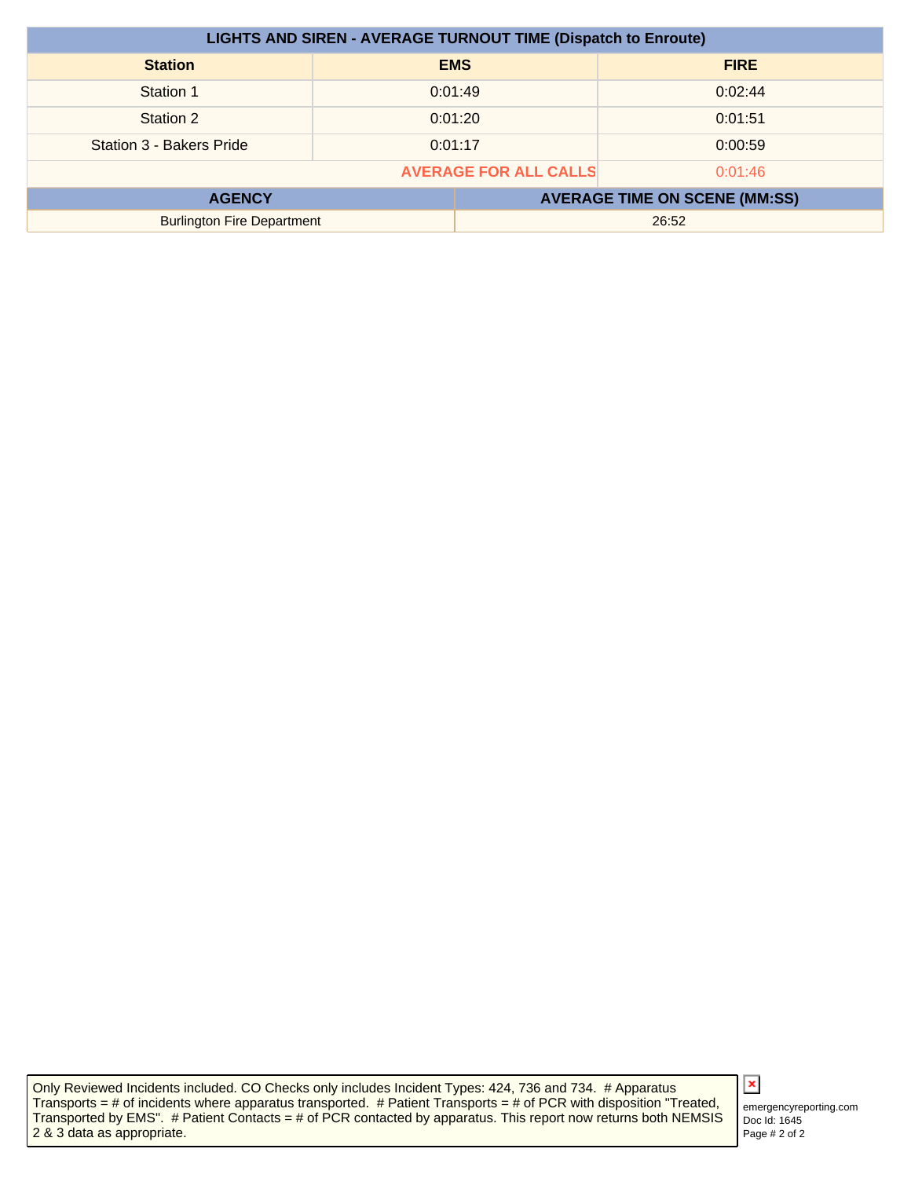| LIGHTS AND SIREN - AVERAGE TURNOUT TIME (Dispatch to Enroute) | | |
|---|---|---|
| **Station** | **EMS** | **FIRE** |
| Station 1 | 0:01:49 | 0:02:44 |
| Station 2 | 0:01:20 | 0:01:51 |
| Station 3 - Bakers Pride | 0:01:17 | 0:00:59 |
| | **AVERAGE FOR ALL CALLS** | 0:01:46 |

| AGENCY | AVERAGE TIME ON SCENE (MM:SS) |
|---|---|
| Burlington Fire Department | 26:52 |

Only Reviewed Incidents included. CO Checks only includes Incident Types: 424, 736 and 734. # Apparatus Transports = # of incidents where apparatus transported. # Patient Transports = # of PCR with disposition "Treated, Transported by EMS". # Patient Contacts = # of PCR contacted by apparatus. This report now returns both NEMSIS 2 & 3 data as appropriate.

emergencyreporting.com
Doc Id: 1645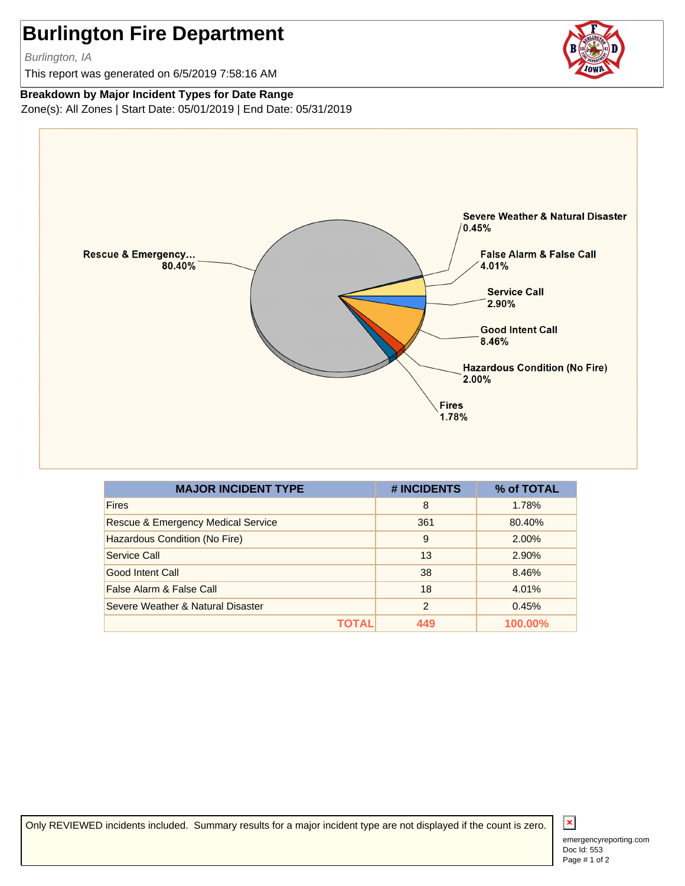# Burlington Fire Department

*Burlington, IA*

This report was generated on 6/5/2019 7:58:16 AM

**Breakdown by Major Incident Types for Date Range**

Zone(s): All Zones | Start Date: 05/01/2019 | End Date: 05/31/2019

Rescue & Emergency... 80.40%
Severe Weather & Natural Disaster 0.45%
False Alarm & False Call 4.01%
Service Call 2.90%
Good Intent Call 8.46%
Hazardous Condition (No Fire) 2.00%
Fires 1.78%

| MAJOR INCIDENT TYPE | # INCIDENTS | % of TOTAL |
|---|---|---|
| Fires | 8 | 1.78% |
| Rescue & Emergency Medical Service | 361 | 80.40% |
| Hazardous Condition (No Fire) | 9 | 2.00% |
| Service Call | 13 | 2.90% |
| Good Intent Call | 38 | 8.46% |
| False Alarm & False Call | 18 | 4.01% |
| Severe Weather & Natural Disaster | 2 | 0.45% |
| **TOTAL** | **449** | **100.00%** |

Only REVIEWED incidents included. Summary results for a major incident type are not displayed if the count is zero.

emergencyreporting.com
Doc Id: 553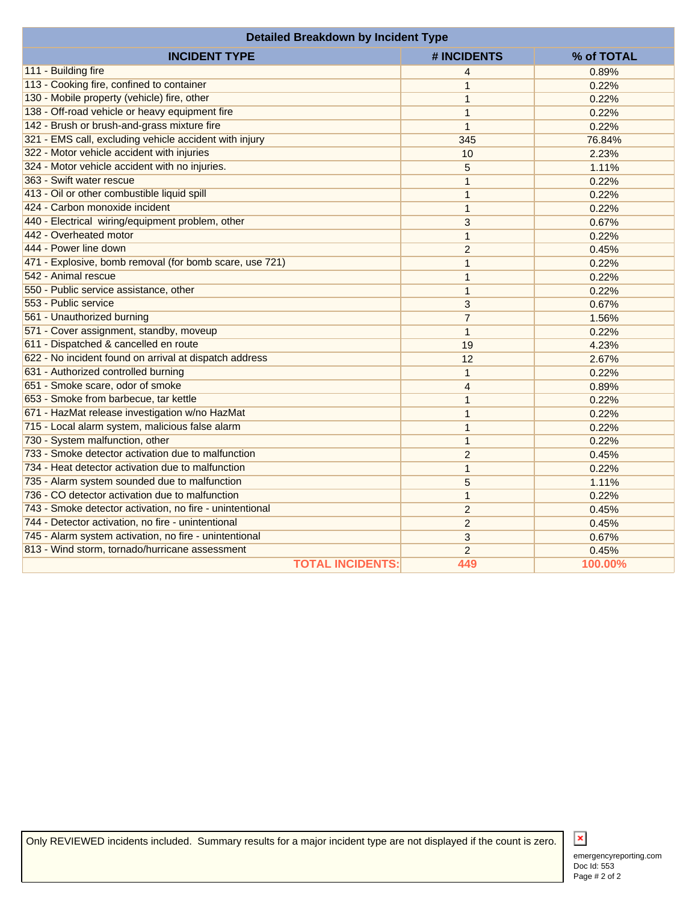## Detailed Breakdown by Incident Type

| INCIDENT TYPE | # INCIDENTS | % of TOTAL |
|---|---|---|
| 111 - Building fire | 4 | 0.89% |
| 113 - Cooking fire, confined to container | 1 | 0.22% |
| 130 - Mobile property (vehicle) fire, other | 1 | 0.22% |
| 138 - Off-road vehicle or heavy equipment fire | 1 | 0.22% |
| 142 - Brush or brush-and-grass mixture fire | 1 | 0.22% |
| 321 - EMS call, excluding vehicle accident with injury | 345 | 76.84% |
| 322 - Motor vehicle accident with injuries | 10 | 2.23% |
| 324 - Motor vehicle accident with no injuries. | 5 | 1.11% |
| 363 - Swift water rescue | 1 | 0.22% |
| 413 - Oil or other combustible liquid spill | 1 | 0.22% |
| 424 - Carbon monoxide incident | 1 | 0.22% |
| 440 - Electrical wiring/equipment problem, other | 3 | 0.67% |
| 442 - Overheated motor | 1 | 0.22% |
| 444 - Power line down | 2 | 0.45% |
| 471 - Explosive, bomb removal (for bomb scare, use 721) | 1 | 0.22% |
| 542 - Animal rescue | 1 | 0.22% |
| 550 - Public service assistance, other | 1 | 0.22% |
| 553 - Public service | 3 | 0.67% |
| 561 - Unauthorized burning | 7 | 1.56% |
| 571 - Cover assignment, standby, moveup | 1 | 0.22% |
| 611 - Dispatched & cancelled en route | 19 | 4.23% |
| 622 - No incident found on arrival at dispatch address | 12 | 2.67% |
| 631 - Authorized controlled burning | 1 | 0.22% |
| 651 - Smoke scare, odor of smoke | 4 | 0.89% |
| 653 - Smoke from barbecue, tar kettle | 1 | 0.22% |
| 671 - HazMat release investigation w/no HazMat | 1 | 0.22% |
| 715 - Local alarm system, malicious false alarm | 1 | 0.22% |
| 730 - System malfunction, other | 1 | 0.22% |
| 733 - Smoke detector activation due to malfunction | 2 | 0.45% |
| 734 - Heat detector activation due to malfunction | 1 | 0.22% |
| 735 - Alarm system sounded due to malfunction | 5 | 1.11% |
| 736 - CO detector activation due to malfunction | 1 | 0.22% |
| 743 - Smoke detector activation, no fire - unintentional | 2 | 0.45% |
| 744 - Detector activation, no fire - unintentional | 2 | 0.45% |
| 745 - Alarm system activation, no fire - unintentional | 3 | 0.67% |
| 813 - Wind storm, tornado/hurricane assessment | 2 | 0.45% |
| **TOTAL INCIDENTS:** | **449** | **100.00%** |

Only REVIEWED incidents included. Summary results for a major incident type are not displayed if the count is zero.

emergencyreporting.com
Doc Id: 553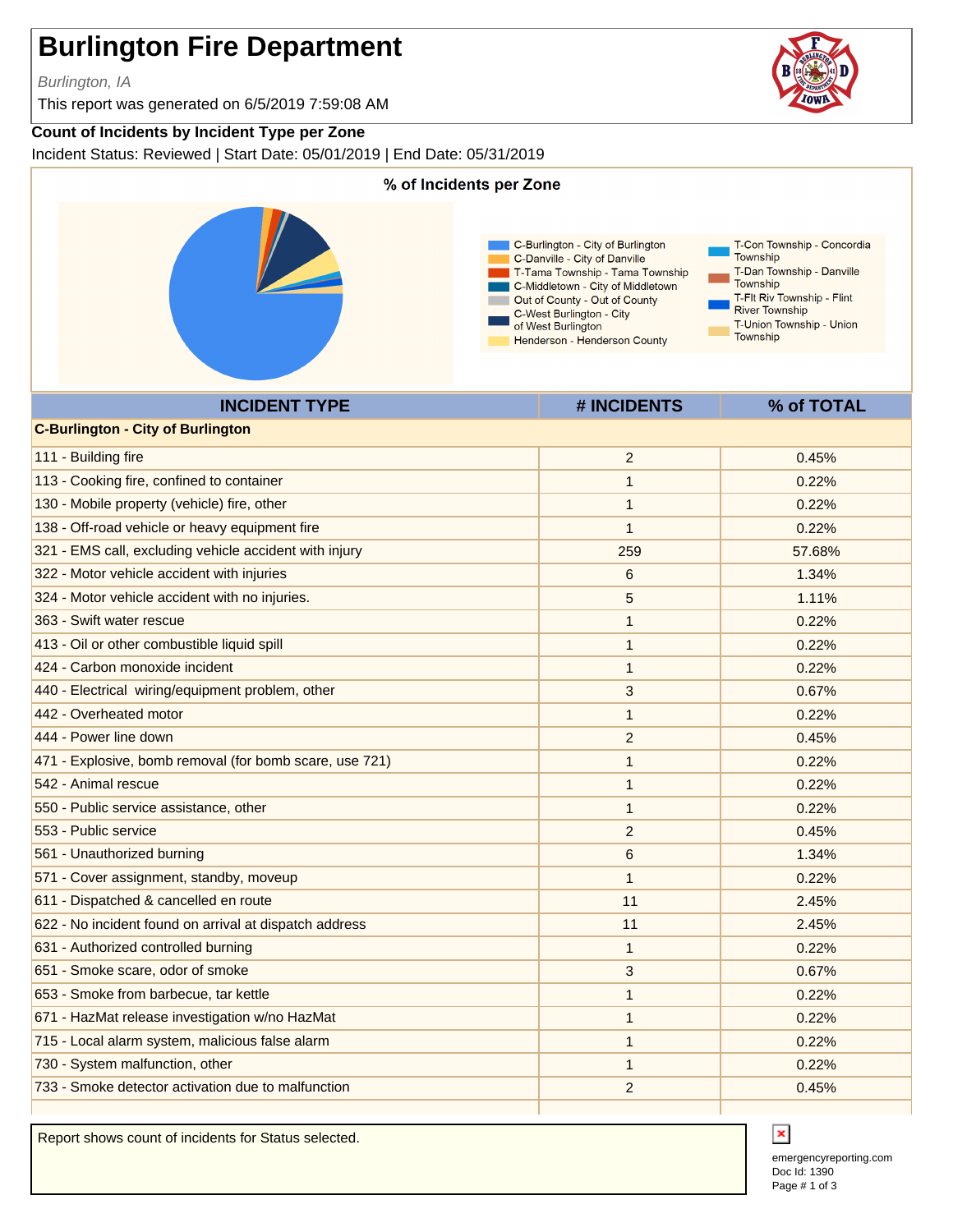# Burlington Fire Department

*Burlington, IA*

This report was generated on 6/5/2019 7:59:08 AM

**Count of Incidents by Incident Type per Zone**

Incident Status: Reviewed | Start Date: 05/01/2019 | End Date: 05/31/2019

**% of Incidents per Zone**

- C-Burlington - City of Burlington
- C-Danville - City of Danville
- T-Tama Township - Tama Township
- C-Middletown - City of Middletown
- Out of County - Out of County
- C-West Burlington - City of West Burlington
- Henderson - Henderson County
- T-Con Township - Concordia Township
- T-Dan Township - Danville Township
- T-Flt Riv Township - Flint River Township
- T-Union Township - Union Township

| INCIDENT TYPE | # INCIDENTS | % of TOTAL |
|---|---|---|
| **C-Burlington - City of Burlington** | | |
| 111 - Building fire | 2 | 0.45% |
| 113 - Cooking fire, confined to container | 1 | 0.22% |
| 130 - Mobile property (vehicle) fire, other | 1 | 0.22% |
| 138 - Off-road vehicle or heavy equipment fire | 1 | 0.22% |
| 321 - EMS call, excluding vehicle accident with injury | 259 | 57.68% |
| 322 - Motor vehicle accident with injuries | 6 | 1.34% |
| 324 - Motor vehicle accident with no injuries. | 5 | 1.11% |
| 363 - Swift water rescue | 1 | 0.22% |
| 413 - Oil or other combustible liquid spill | 1 | 0.22% |
| 424 - Carbon monoxide incident | 1 | 0.22% |
| 440 - Electrical wiring/equipment problem, other | 3 | 0.67% |
| 442 - Overheated motor | 1 | 0.22% |
| 444 - Power line down | 2 | 0.45% |
| 471 - Explosive, bomb removal (for bomb scare, use 721) | 1 | 0.22% |
| 542 - Animal rescue | 1 | 0.22% |
| 550 - Public service assistance, other | 1 | 0.22% |
| 553 - Public service | 2 | 0.45% |
| 561 - Unauthorized burning | 6 | 1.34% |
| 571 - Cover assignment, standby, moveup | 1 | 0.22% |
| 611 - Dispatched & cancelled en route | 11 | 2.45% |
| 622 - No incident found on arrival at dispatch address | 11 | 2.45% |
| 631 - Authorized controlled burning | 1 | 0.22% |
| 651 - Smoke scare, odor of smoke | 3 | 0.67% |
| 653 - Smoke from barbecue, tar kettle | 1 | 0.22% |
| 671 - HazMat release investigation w/no HazMat | 1 | 0.22% |
| 715 - Local alarm system, malicious false alarm | 1 | 0.22% |
| 730 - System malfunction, other | 1 | 0.22% |
| 733 - Smoke detector activation due to malfunction | 2 | 0.45% |

Report shows count of incidents for Status selected.

emergencyreporting.com
Doc Id: 1390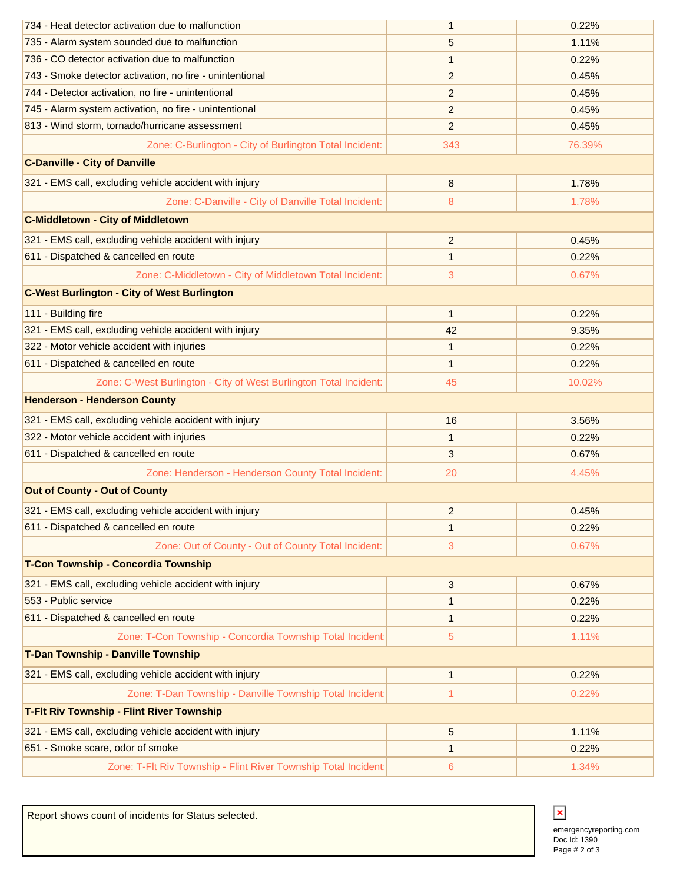| | | |
|---|---|---|
| 734 - Heat detector activation due to malfunction | 1 | 0.22% |
| 735 - Alarm system sounded due to malfunction | 5 | 1.11% |
| 736 - CO detector activation due to malfunction | 1 | 0.22% |
| 743 - Smoke detector activation, no fire - unintentional | 2 | 0.45% |
| 744 - Detector activation, no fire - unintentional | 2 | 0.45% |
| 745 - Alarm system activation, no fire - unintentional | 2 | 0.45% |
| 813 - Wind storm, tornado/hurricane assessment | 2 | 0.45% |
| Zone: C-Burlington - City of Burlington Total Incident: | 343 | 76.39% |
| **C-Danville - City of Danville** | | |
| 321 - EMS call, excluding vehicle accident with injury | 8 | 1.78% |
| Zone: C-Danville - City of Danville Total Incident: | 8 | 1.78% |
| **C-Middletown - City of Middletown** | | |
| 321 - EMS call, excluding vehicle accident with injury | 2 | 0.45% |
| 611 - Dispatched & cancelled en route | 1 | 0.22% |
| Zone: C-Middletown - City of Middletown Total Incident: | 3 | 0.67% |
| **C-West Burlington - City of West Burlington** | | |
| 111 - Building fire | 1 | 0.22% |
| 321 - EMS call, excluding vehicle accident with injury | 42 | 9.35% |
| 322 - Motor vehicle accident with injuries | 1 | 0.22% |
| 611 - Dispatched & cancelled en route | 1 | 0.22% |
| Zone: C-West Burlington - City of West Burlington Total Incident: | 45 | 10.02% |
| **Henderson - Henderson County** | | |
| 321 - EMS call, excluding vehicle accident with injury | 16 | 3.56% |
| 322 - Motor vehicle accident with injuries | 1 | 0.22% |
| 611 - Dispatched & cancelled en route | 3 | 0.67% |
| Zone: Henderson - Henderson County Total Incident: | 20 | 4.45% |
| **Out of County - Out of County** | | |
| 321 - EMS call, excluding vehicle accident with injury | 2 | 0.45% |
| 611 - Dispatched & cancelled en route | 1 | 0.22% |
| Zone: Out of County - Out of County Total Incident: | 3 | 0.67% |
| **T-Con Township - Concordia Township** | | |
| 321 - EMS call, excluding vehicle accident with injury | 3 | 0.67% |
| 553 - Public service | 1 | 0.22% |
| 611 - Dispatched & cancelled en route | 1 | 0.22% |
| Zone: T-Con Township - Concordia Township Total Incident | 5 | 1.11% |
| **T-Dan Township - Danville Township** | | |
| 321 - EMS call, excluding vehicle accident with injury | 1 | 0.22% |
| Zone: T-Dan Township - Danville Township Total Incident | 1 | 0.22% |
| **T-Flt Riv Township - Flint River Township** | | |
| 321 - EMS call, excluding vehicle accident with injury | 5 | 1.11% |
| 651 - Smoke scare, odor of smoke | 1 | 0.22% |
| Zone: T-Flt Riv Township - Flint River Township Total Incident | 6 | 1.34% |

Report shows count of incidents for Status selected.

emergencyreporting.com
Doc Id: 1390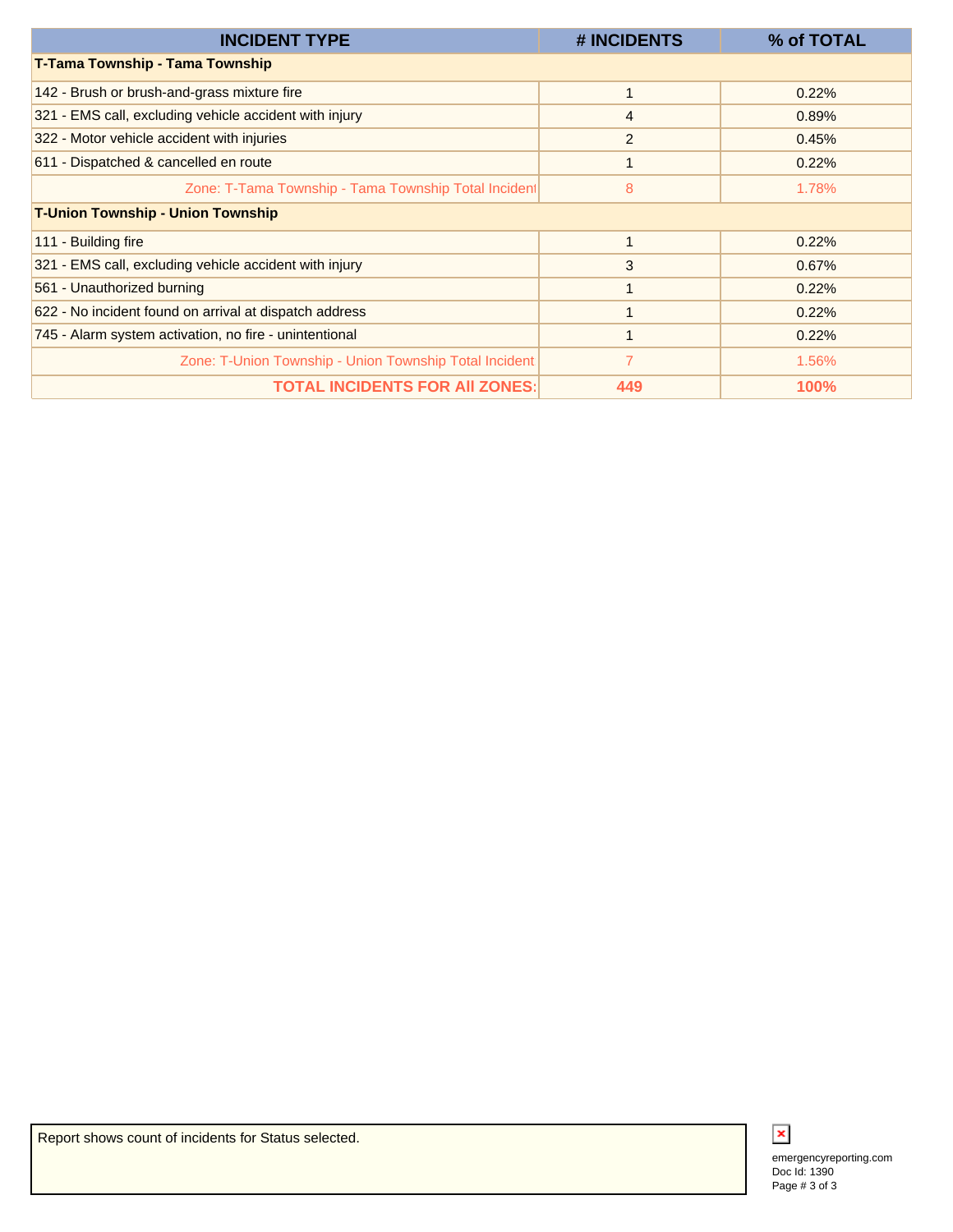| INCIDENT TYPE | # INCIDENTS | % of TOTAL |
|---|---|---|
| **T-Tama Township - Tama Township** | | |
| 142 - Brush or brush-and-grass mixture fire | 1 | 0.22% |
| 321 - EMS call, excluding vehicle accident with injury | 4 | 0.89% |
| 322 - Motor vehicle accident with injuries | 2 | 0.45% |
| 611 - Dispatched & cancelled en route | 1 | 0.22% |
| Zone: T-Tama Township - Tama Township Total Incident | 8 | 1.78% |
| **T-Union Township - Union Township** | | |
| 111 - Building fire | 1 | 0.22% |
| 321 - EMS call, excluding vehicle accident with injury | 3 | 0.67% |
| 561 - Unauthorized burning | 1 | 0.22% |
| 622 - No incident found on arrival at dispatch address | 1 | 0.22% |
| 745 - Alarm system activation, no fire - unintentional | 1 | 0.22% |
| Zone: T-Union Township - Union Township Total Incident | 7 | 1.56% |
| **TOTAL INCIDENTS FOR All ZONES:** | **449** | **100%** |

Report shows count of incidents for Status selected.

emergencyreporting.com
Doc Id: 1390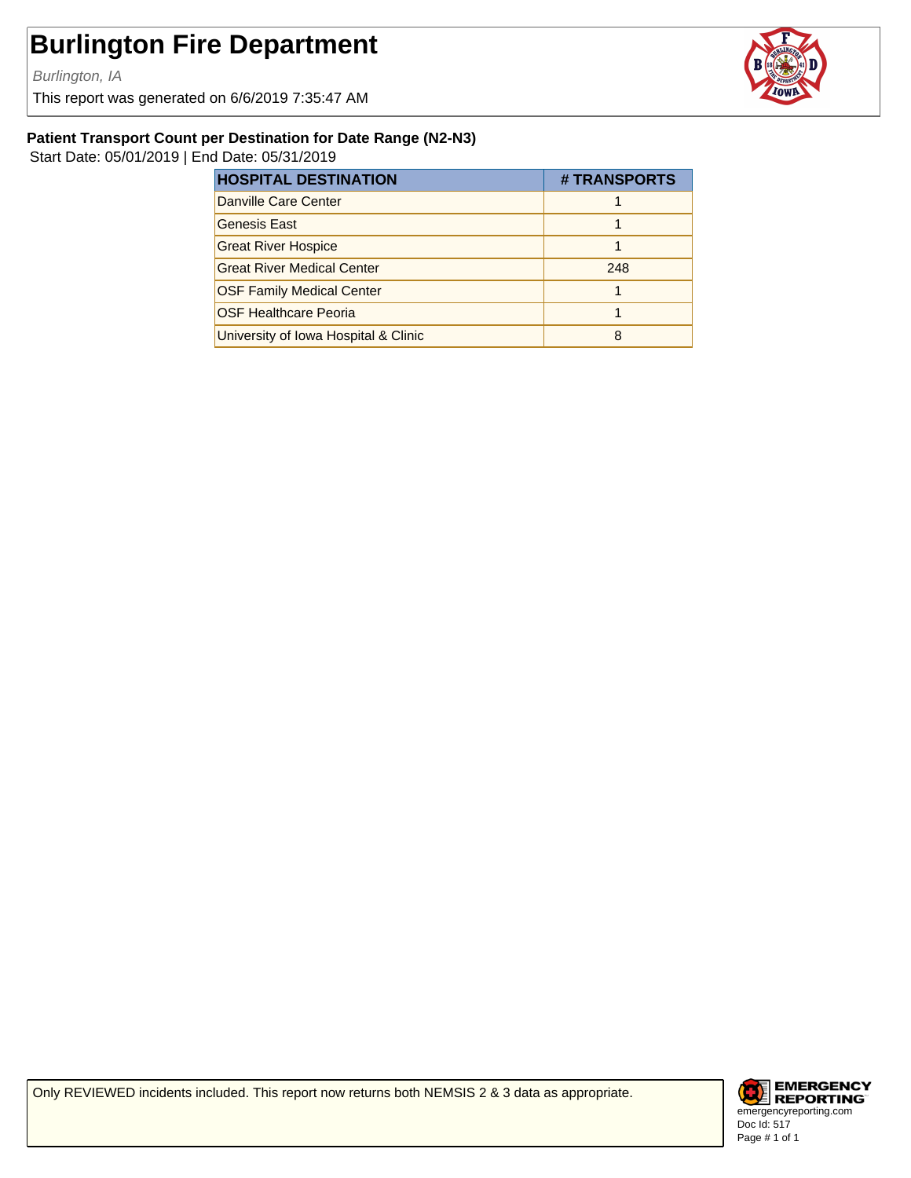# Burlington Fire Department

*Burlington, IA*

This report was generated on 6/6/2019 7:35:47 AM

### Patient Transport Count per Destination for Date Range (N2-N3)

Start Date: 05/01/2019 | End Date: 05/31/2019

| HOSPITAL DESTINATION | # TRANSPORTS |
|---|---|
| Danville Care Center | 1 |
| Genesis East | 1 |
| Great River Hospice | 1 |
| Great River Medical Center | 248 |
| OSF Family Medical Center | 1 |
| OSF Healthcare Peoria | 1 |
| University of Iowa Hospital & Clinic | 8 |

Only REVIEWED incidents included. This report now returns both NEMSIS 2 & 3 data as appropriate.

EMERGENCY REPORTING
emergencyreporting.com
Doc Id: 517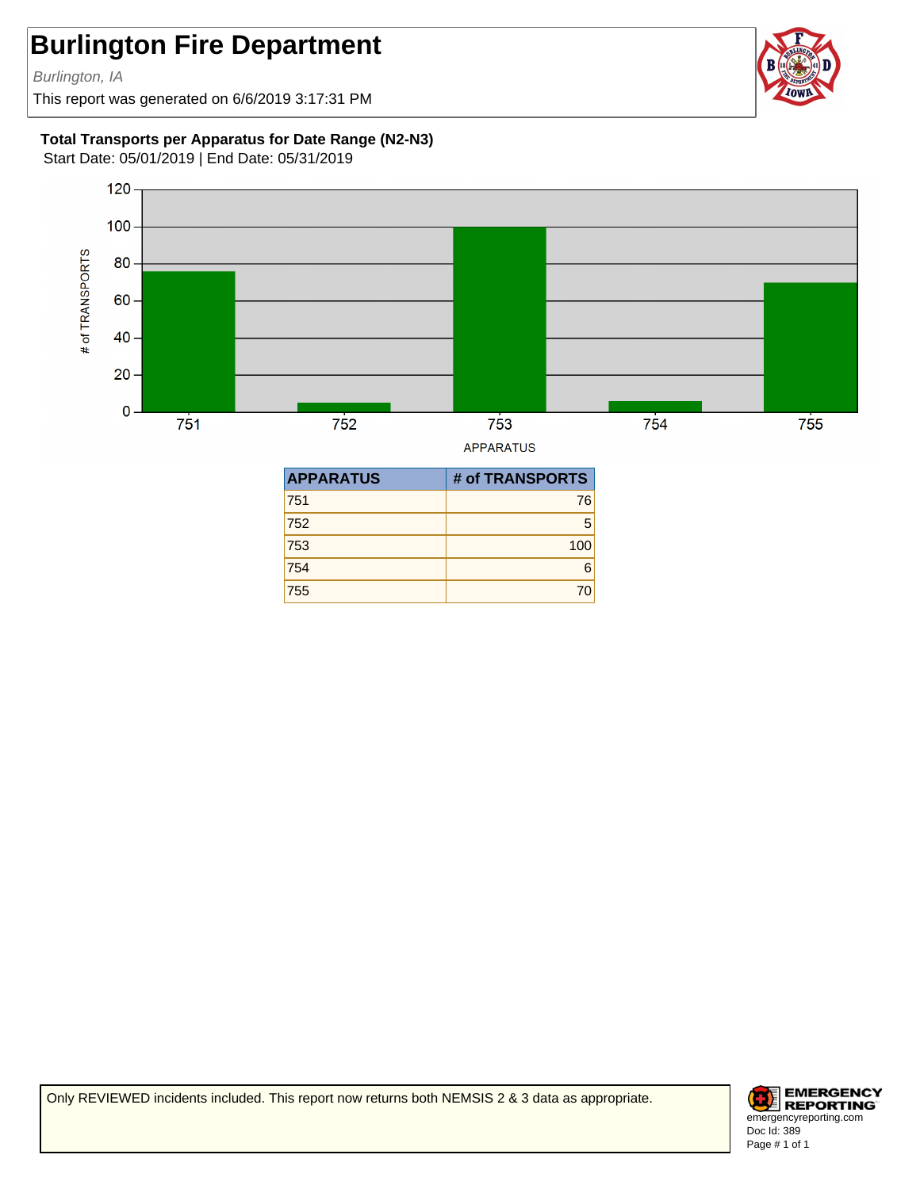# Burlington Fire Department

*Burlington, IA*

This report was generated on 6/6/2019 3:17:31 PM

**Total Transports per Apparatus for Date Range (N2-N3)**

Start Date: 05/01/2019 | End Date: 05/31/2019

| APPARATUS | # of TRANSPORTS |
|---|---|
| 751 | 76 |
| 752 | 5 |
| 753 | 100 |
| 754 | 6 |
| 755 | 70 |

Only REVIEWED incidents included. This report now returns both NEMSIS 2 & 3 data as appropriate.

emergencyreporting.com
Doc Id: 389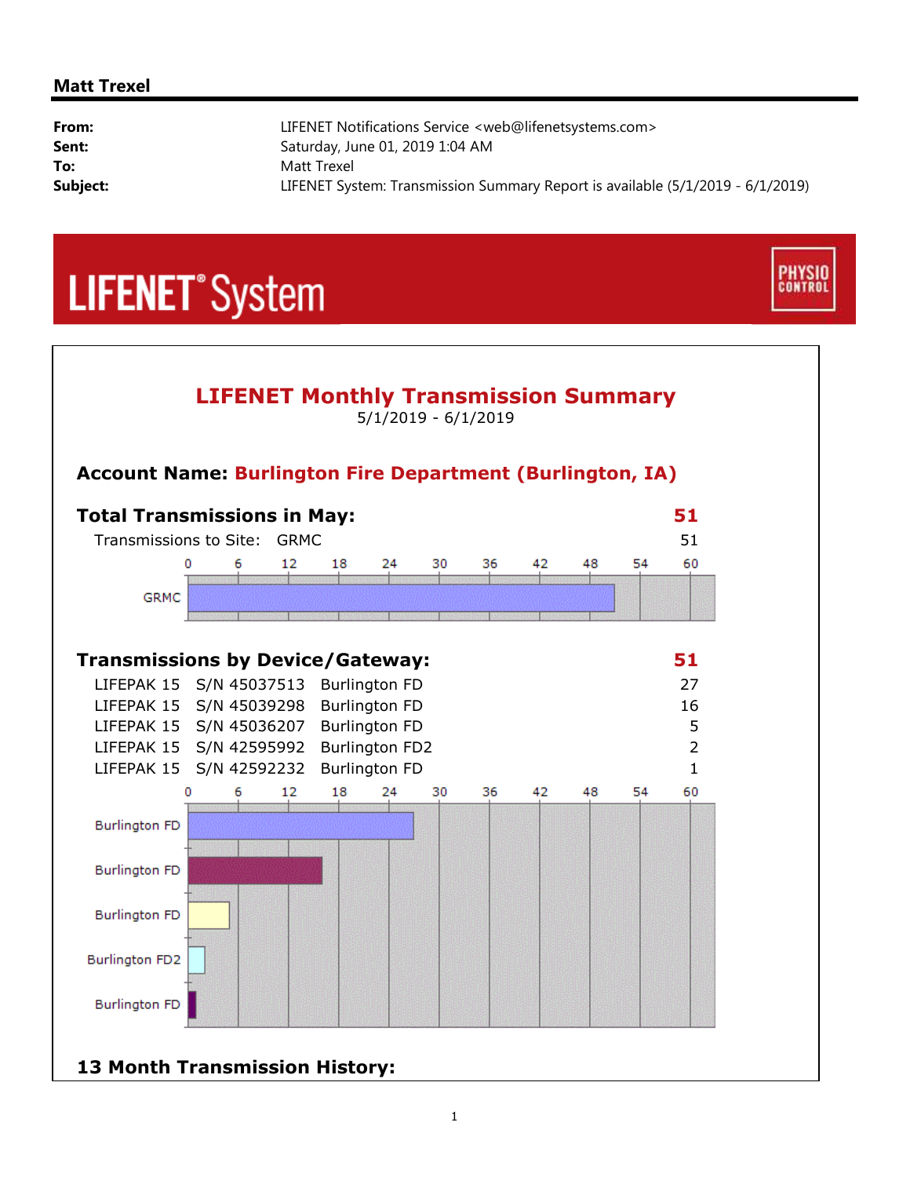**Matt Trexel**

| | |
|---|---|
| **From:** | LIFENET Notifications Service <web@lifenetsystems.com> |
| **Sent:** | Saturday, June 01, 2019 1:04 AM |
| **To:** | Matt Trexel |
| **Subject:** | LIFENET System: Transmission Summary Report is available (5/1/2019 - 6/1/2019) |

LIFENET® System

PHYSIO CONTROL

## LIFENET Monthly Transmission Summary

5/1/2019 - 6/1/2019

### Account Name: Burlington Fire Department (Burlington, IA)

### Total Transmissions in May: 51

| Transmissions to Site: | GRMC | 51 |
|---|---|---|

### Transmissions by Device/Gateway: 51

| Device | S/N | Gateway | Transmissions |
|---|---|---|---|
| LIFEPAK 15 | S/N 45037513 | Burlington FD | 27 |
| LIFEPAK 15 | S/N 45039298 | Burlington FD | 16 |
| LIFEPAK 15 | S/N 45036207 | Burlington FD | 5 |
| LIFEPAK 15 | S/N 42595992 | Burlington FD2 | 2 |
| LIFEPAK 15 | S/N 42592232 | Burlington FD | 1 |

### 13 Month Transmission History: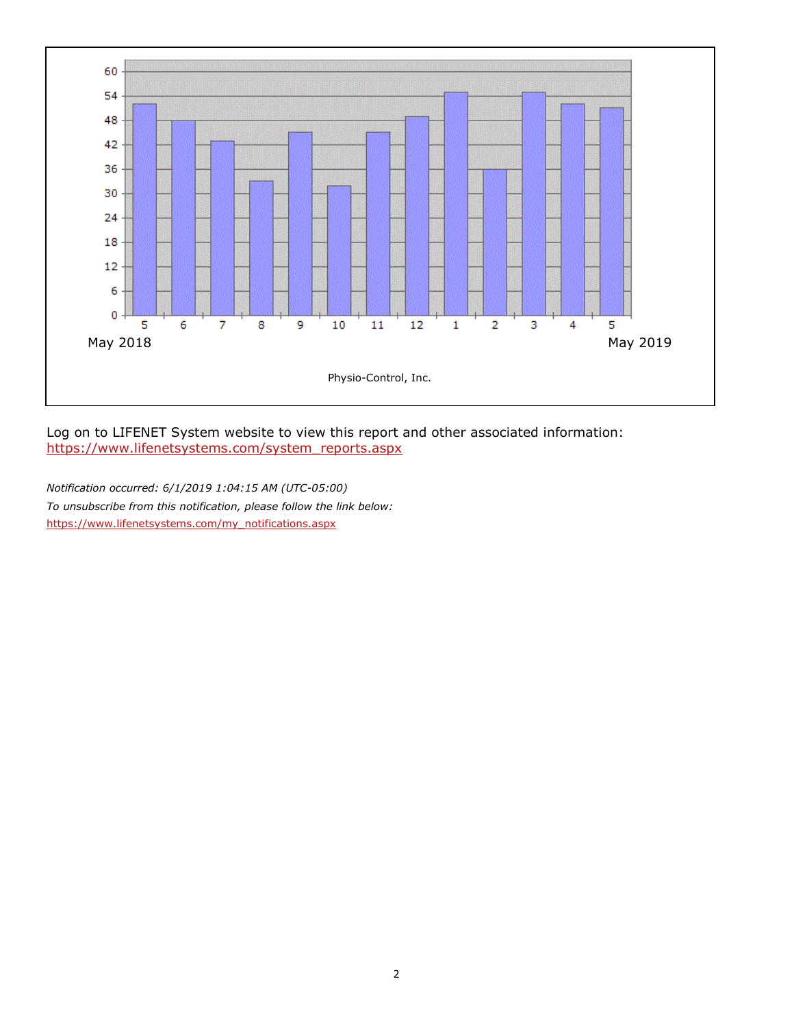60
54
48
42
36
30
24
18
12
6
0

5 6 7 8 9 10 11 12 1 2 3 4 5

May 2018

May 2019

Physio-Control, Inc.

Log on to LIFENET System website to view this report and other associated information:
https://www.lifenetsystems.com/system_reports.aspx

*Notification occurred: 6/1/2019 1:04:15 AM (UTC-05:00)*

*To unsubscribe from this notification, please follow the link below:*

https://www.lifenetsystems.com/my_notifications.aspx